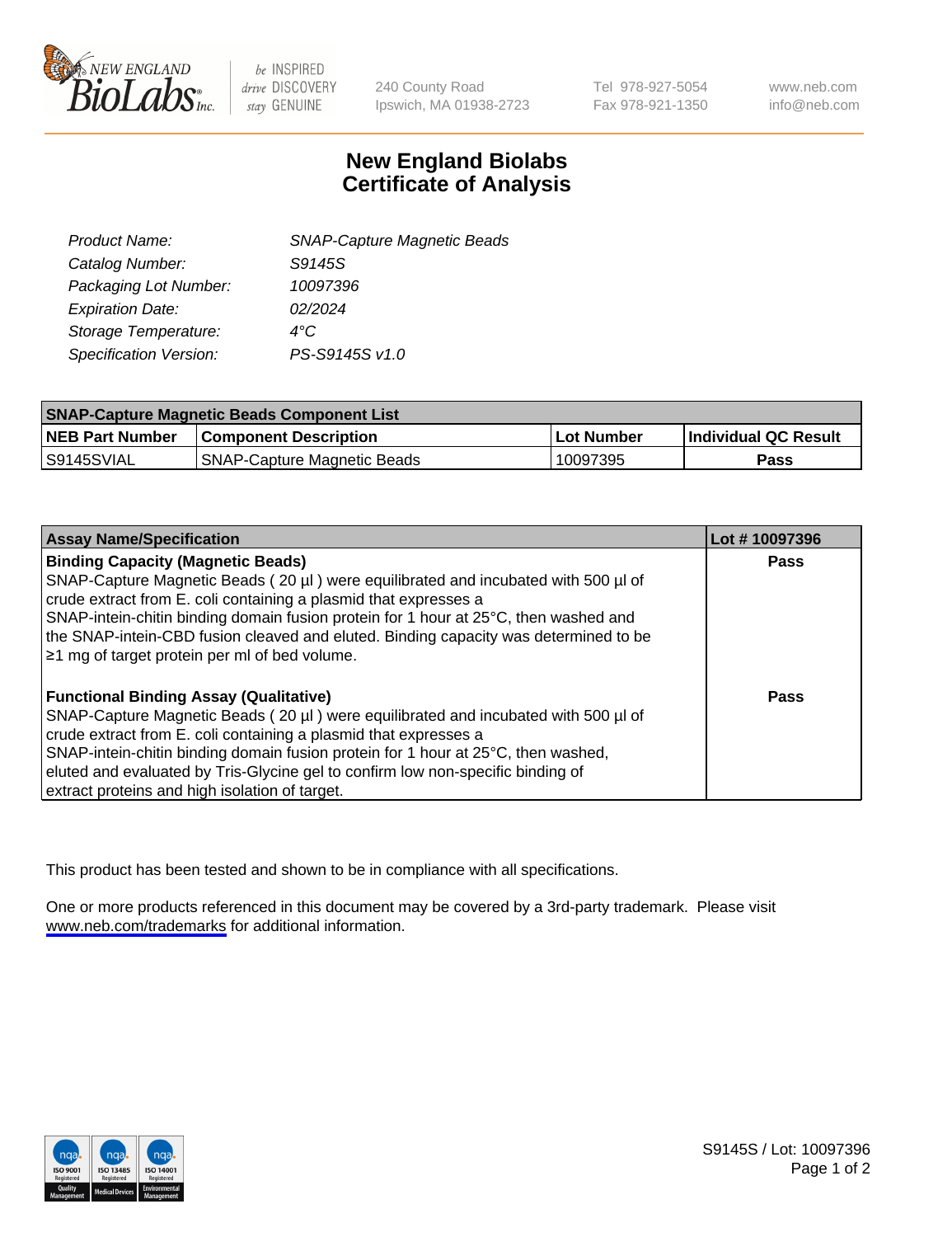# New England Biolabs Certificate of Analysis

240 County Road
Ipswich, MA 01938-2723

Tel 978-927-5054
Fax 978-921-1350

www.neb.com
info@neb.com

| | |
|---|---|
| *Product Name:* | *SNAP-Capture Magnetic Beads* |
| *Catalog Number:* | *S9145S* |
| *Packaging Lot Number:* | *10097396* |
| *Expiration Date:* | *02/2024* |
| *Storage Temperature:* | *4°C* |
| *Specification Version:* | *PS-S9145S v1.0* |

| **SNAP-Capture Magnetic Beads Component List** | | | |
|---|---|---|---|
| **NEB Part Number** | **Component Description** | **Lot Number** | **Individual QC Result** |
| S9145SVIAL | SNAP-Capture Magnetic Beads | 10097395 | **Pass** |

| **Assay Name/Specification** | **Lot # 10097396** |
|---|---|
| **Binding Capacity (Magnetic Beads)** SNAP-Capture Magnetic Beads ( 20 µl ) were equilibrated and incubated with 500 µl of crude extract from E. coli containing a plasmid that expresses a SNAP-intein-chitin binding domain fusion protein for 1 hour at 25°C, then washed and the SNAP-intein-CBD fusion cleaved and eluted. Binding capacity was determined to be ≥1 mg of target protein per ml of bed volume. | **Pass** |
| **Functional Binding Assay (Qualitative)** SNAP-Capture Magnetic Beads ( 20 µl ) were equilibrated and incubated with 500 µl of crude extract from E. coli containing a plasmid that expresses a SNAP-intein-chitin binding domain fusion protein for 1 hour at 25°C, then washed, eluted and evaluated by Tris-Glycine gel to confirm low non-specific binding of extract proteins and high isolation of target. | **Pass** |

This product has been tested and shown to be in compliance with all specifications.

One or more products referenced in this document may be covered by a 3rd-party trademark. Please visit www.neb.com/trademarks for additional information.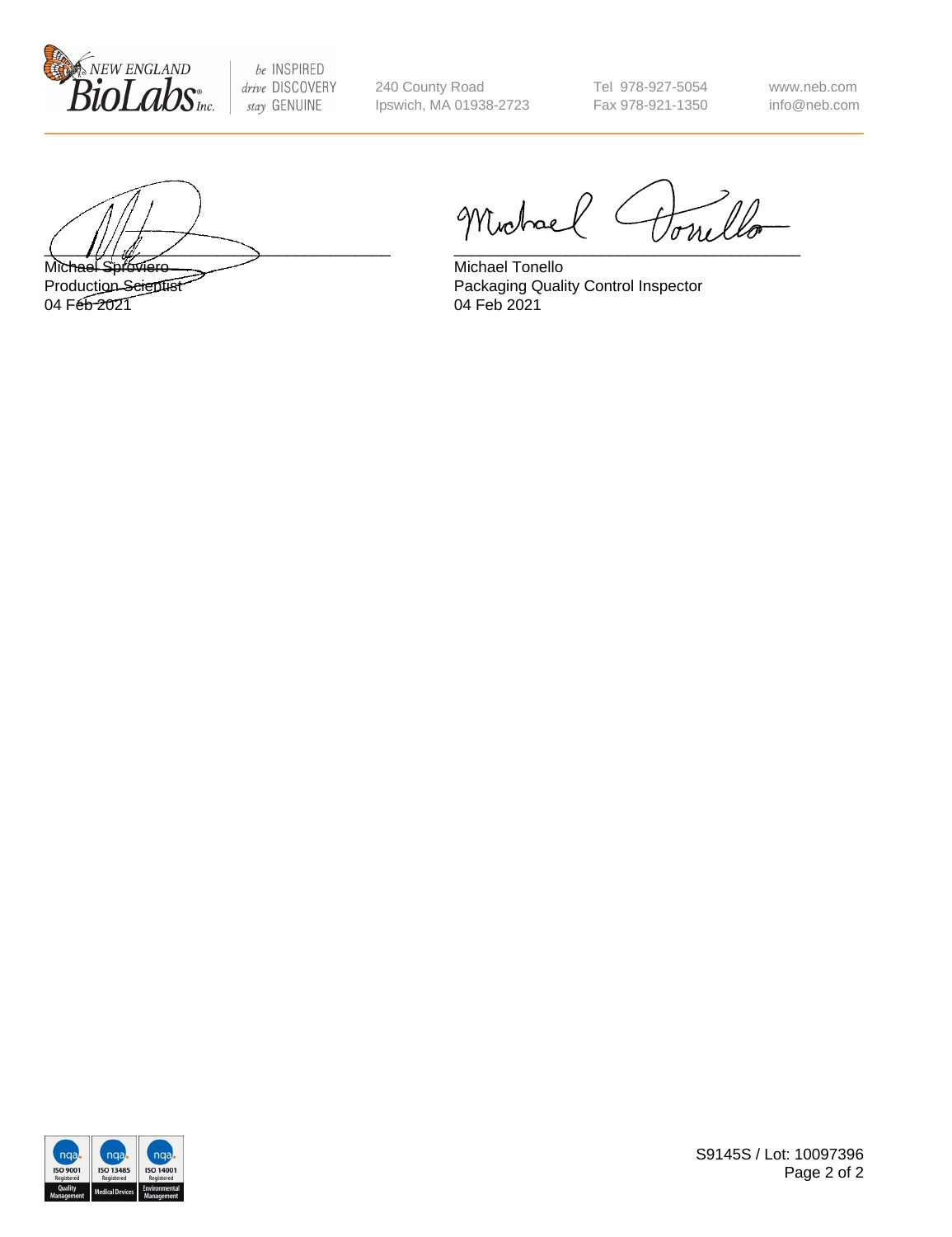Michael Sproviero
Production Scientist
04 Feb 2021

Michael Tonello
Packaging Quality Control Inspector
04 Feb 2021

S9145S / Lot: 10097396